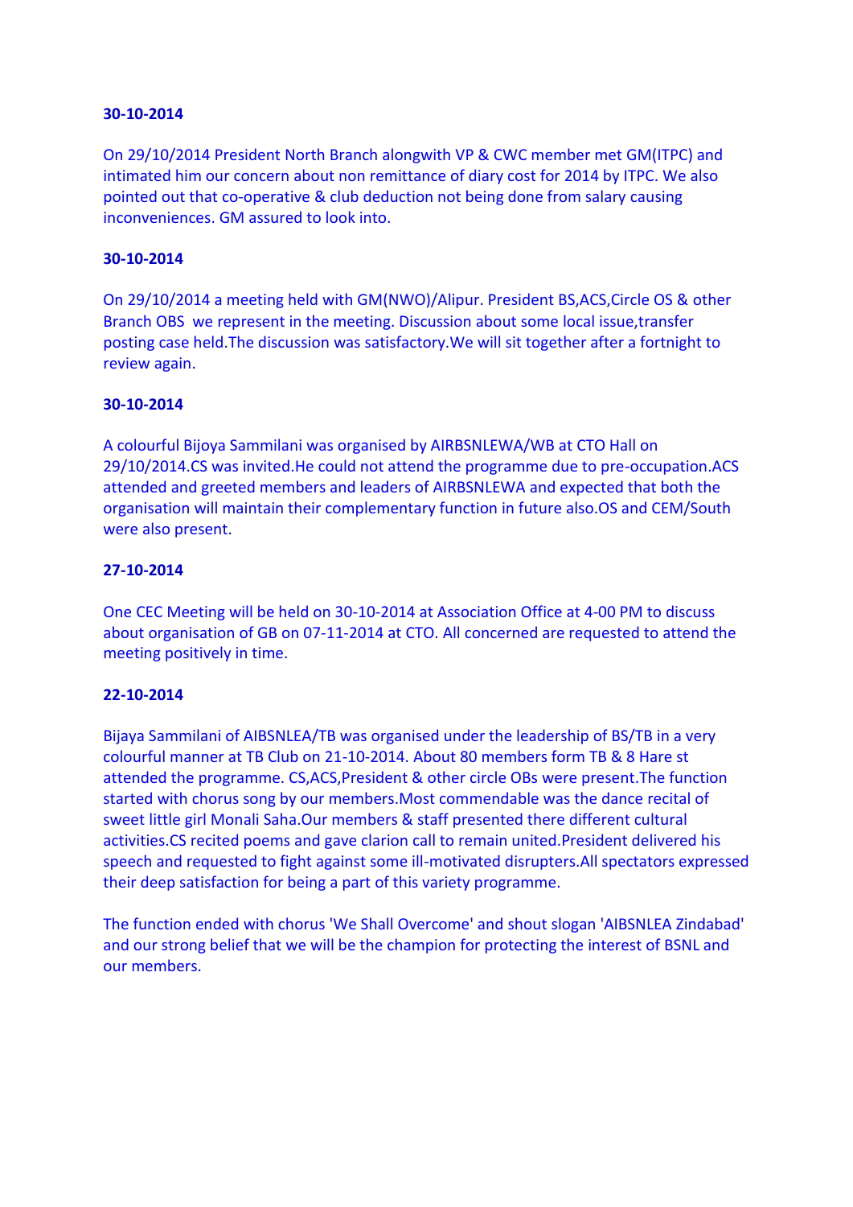**30-10-2014**

On 29/10/2014 President North Branch alongwith VP & CWC member met GM(ITPC) and intimated him our concern about non remittance of diary cost for 2014 by ITPC. We also pointed out that co-operative & club deduction not being done from salary causing inconveniences. GM assured to look into.

**30-10-2014**

On 29/10/2014 a meeting held with GM(NWO)/Alipur. President BS,ACS,Circle OS & other Branch OBS  we represent in the meeting. Discussion about some local issue,transfer posting case held.The discussion was satisfactory.We will sit together after a fortnight to review again.

**30-10-2014**

A colourful Bijoya Sammilani was organised by AIRBSNLEWA/WB at CTO Hall on 29/10/2014.CS was invited.He could not attend the programme due to pre-occupation.ACS attended and greeted members and leaders of AIRBSNLEWA and expected that both the organisation will maintain their complementary function in future also.OS and CEM/South were also present.

**27-10-2014**

One CEC Meeting will be held on 30-10-2014 at Association Office at 4-00 PM to discuss about organisation of GB on 07-11-2014 at CTO. All concerned are requested to attend the meeting positively in time.

**22-10-2014**

Bijaya Sammilani of AIBSNLEA/TB was organised under the leadership of BS/TB in a very colourful manner at TB Club on 21-10-2014. About 80 members form TB & 8 Hare st attended the programme. CS,ACS,President & other circle OBs were present.The function started with chorus song by our members.Most commendable was the dance recital of sweet little girl Monali Saha.Our members & staff presented there different cultural activities.CS recited poems and gave clarion call to remain united.President delivered his speech and requested to fight against some ill-motivated disrupters.All spectators expressed their deep satisfaction for being a part of this variety programme.

The function ended with chorus 'We Shall Overcome' and shout slogan 'AIBSNLEA Zindabad' and our strong belief that we will be the champion for protecting the interest of BSNL and our members.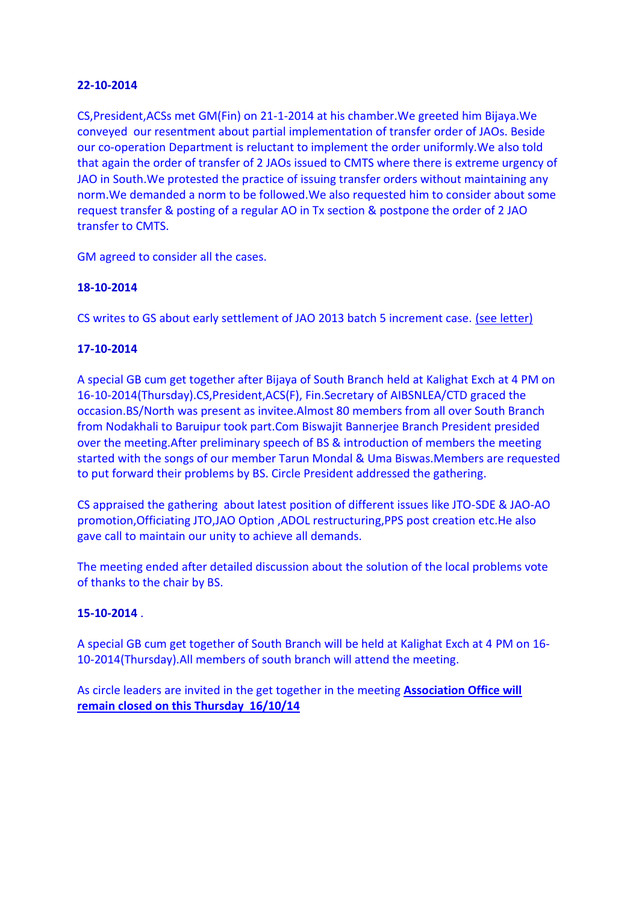**22-10-2014**

CS,President,ACSs met GM(Fin) on 21-1-2014 at his chamber.We greeted him Bijaya.We conveyed our resentment about partial implementation of transfer order of JAOs. Beside our co-operation Department is reluctant to implement the order uniformly.We also told that again the order of transfer of 2 JAOs issued to CMTS where there is extreme urgency of JAO in South.We protested the practice of issuing transfer orders without maintaining any norm.We demanded a norm to be followed.We also requested him to consider about some request transfer & posting of a regular AO in Tx section & postpone the order of 2 JAO transfer to CMTS.

GM agreed to consider all the cases.

**18-10-2014**

CS writes to GS about early settlement of JAO 2013 batch 5 increment case. (see letter)

**17-10-2014**

A special GB cum get together after Bijaya of South Branch held at Kalighat Exch at 4 PM on 16-10-2014(Thursday).CS,President,ACS(F), Fin.Secretary of AIBSNLEA/CTD graced the occasion.BS/North was present as invitee.Almost 80 members from all over South Branch from Nodakhali to Baruipur took part.Com Biswajit Bannerjee Branch President presided over the meeting.After preliminary speech of BS & introduction of members the meeting started with the songs of our member Tarun Mondal & Uma Biswas.Members are requested to put forward their problems by BS. Circle President addressed the gathering.

CS appraised the gathering about latest position of different issues like JTO-SDE & JAO-AO promotion,Officiating JTO,JAO Option ,ADOL restructuring,PPS post creation etc.He also gave call to maintain our unity to achieve all demands.

The meeting ended after detailed discussion about the solution of the local problems vote of thanks to the chair by BS.

**15-10-2014** .

A special GB cum get together of South Branch will be held at Kalighat Exch at 4 PM on 16-10-2014(Thursday).All members of south branch will attend the meeting.

As circle leaders are invited in the get together in the meeting **Association Office will remain closed on this Thursday 16/10/14**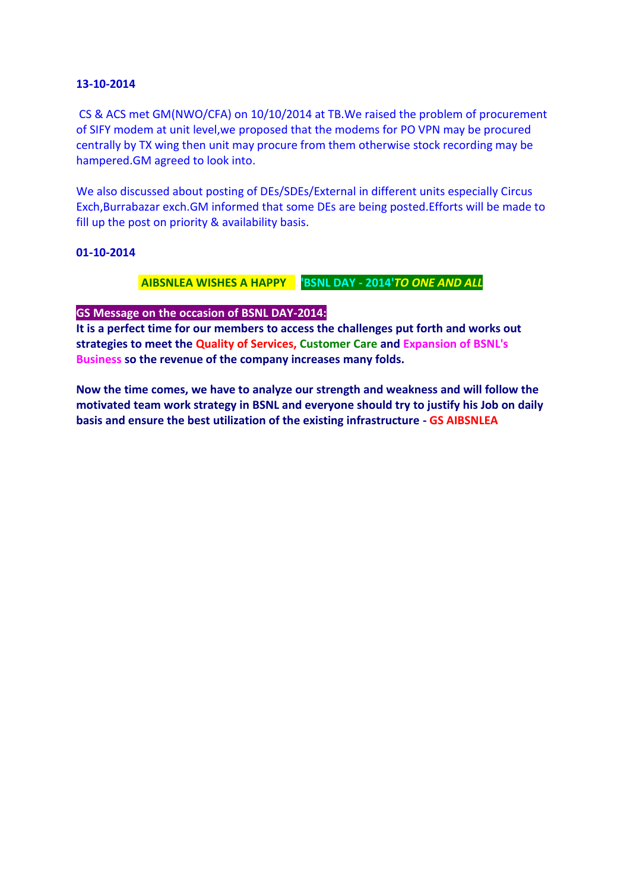**13-10-2014**

CS & ACS met GM(NWO/CFA) on 10/10/2014 at TB.We raised the problem of procurement of SIFY modem at unit level,we proposed that the modems for PO VPN may be procured centrally by TX wing then unit may procure from them otherwise stock recording may be hampered.GM agreed to look into.

We also discussed about posting of DEs/SDEs/External in different units especially Circus Exch,Burrabazar exch.GM informed that some DEs are being posted.Efforts will be made to fill up the post on priority & availability basis.

**01-10-2014**

**AIBSNLEA WISHES A HAPPY 'BSNL DAY - 2014'*TO ONE AND ALL***

**GS Message on the occasion of BSNL DAY-2014:**

**It is a perfect time for our members to access the challenges put forth and works out strategies to meet the Quality of Services, Customer Care and Expansion of BSNL's Business so the revenue of the company increases many folds.**

**Now the time comes, we have to analyze our strength and weakness and will follow the motivated team work strategy in BSNL and everyone should try to justify his Job on daily basis and ensure the best utilization of the existing infrastructure - GS AIBSNLEA**